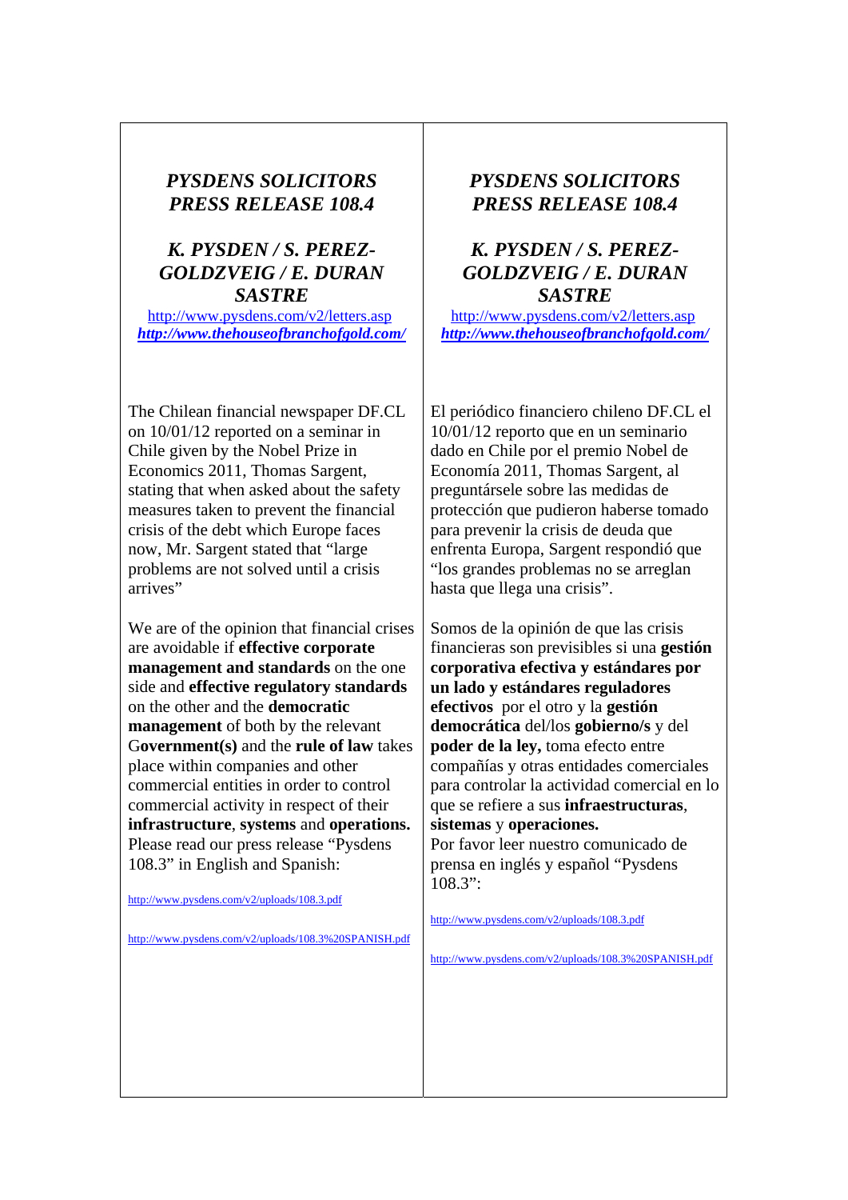## *PYSDENS SOLICITORS PRESS RELEASE 108.4*

## *K. PYSDEN / S. PEREZ-GOLDZVEIG / E. DURAN SASTRE*

http://www.pysdens.com/v2/letters.asp
***http://www.thehouseofbranchofgold.com/***

The Chilean financial newspaper DF.CL on 10/01/12 reported on a seminar in Chile given by the Nobel Prize in Economics 2011, Thomas Sargent, stating that when asked about the safety measures taken to prevent the financial crisis of the debt which Europe faces now, Mr. Sargent stated that "large problems are not solved until a crisis arrives"

We are of the opinion that financial crises are avoidable if **effective corporate management and standards** on the one side and **effective regulatory standards** on the other and the **democratic management** of both by the relevant G**overnment(s)** and the **rule of law** takes place within companies and other commercial entities in order to control commercial activity in respect of their **infrastructure**, **systems** and **operations.** Please read our press release "Pysdens 108.3" in English and Spanish:

http://www.pysdens.com/v2/uploads/108.3.pdf

http://www.pysdens.com/v2/uploads/108.3%20SPANISH.pdf

## *PYSDENS SOLICITORS PRESS RELEASE 108.4*

## *K. PYSDEN / S. PEREZ-GOLDZVEIG / E. DURAN SASTRE*

http://www.pysdens.com/v2/letters.asp
***http://www.thehouseofbranchofgold.com/***

El periódico financiero chileno DF.CL el 10/01/12 reporto que en un seminario dado en Chile por el premio Nobel de Economía 2011, Thomas Sargent, al preguntársele sobre las medidas de protección que pudieron haberse tomado para prevenir la crisis de deuda que enfrenta Europa, Sargent respondió que "los grandes problemas no se arreglan hasta que llega una crisis".

Somos de la opinión de que las crisis financieras son previsibles si una **gestión corporativa efectiva y estándares por un lado y estándares reguladores efectivos** por el otro y la **gestión democrática** del/los **gobierno/s** y del **poder de la ley,** toma efecto entre compañías y otras entidades comerciales para controlar la actividad comercial en lo que se refiere a sus **infraestructuras**, **sistemas** y **operaciones.**
Por favor leer nuestro comunicado de prensa en inglés y español "Pysdens 108.3":

http://www.pysdens.com/v2/uploads/108.3.pdf

http://www.pysdens.com/v2/uploads/108.3%20SPANISH.pdf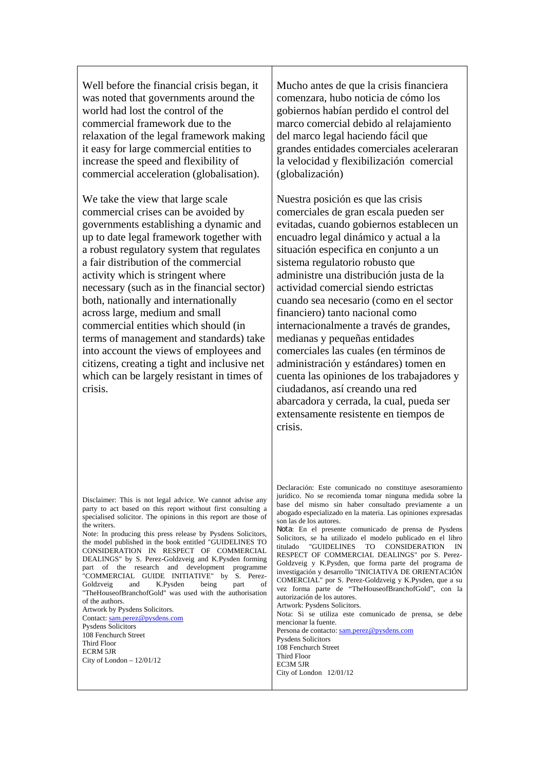Well before the financial crisis began, it was noted that governments around the world had lost the control of the commercial framework due to the relaxation of the legal framework making it easy for large commercial entities to increase the speed and flexibility of commercial acceleration (globalisation).

We take the view that large scale commercial crises can be avoided by governments establishing a dynamic and up to date legal framework together with a robust regulatory system that regulates a fair distribution of the commercial activity which is stringent where necessary (such as in the financial sector) both, nationally and internationally across large, medium and small commercial entities which should (in terms of management and standards) take into account the views of employees and citizens, creating a tight and inclusive net which can be largely resistant in times of crisis.

Disclaimer: This is not legal advice. We cannot advise any party to act based on this report without first consulting a specialised solicitor. The opinions in this report are those of the writers.

Note: In producing this press release by Pysdens Solicitors, the model published in the book entitled "GUIDELINES TO CONSIDERATION IN RESPECT OF COMMERCIAL DEALINGS" by S. Perez-Goldzveig and K.Pysden forming part of the research and development programme "COMMERCIAL GUIDE INITIATIVE" by S. Perez-Goldzveig and K.Pysden being part of "TheHouseofBranchofGold" was used with the authorisation of the authors.

Artwork by Pysdens Solicitors.

Contact: sam.perez@pysdens.com

Pysdens Solicitors
108 Fenchurch Street
Third Floor
ECRM 5JR
City of London – 12/01/12

Mucho antes de que la crisis financiera comenzara, hubo noticia de cómo los gobiernos habían perdido el control del marco comercial debido al relajamiento del marco legal haciendo fácil que grandes entidades comerciales aceleraran la velocidad y flexibilización comercial (globalización)

Nuestra posición es que las crisis comerciales de gran escala pueden ser evitadas, cuando gobiernos establecen un encuadro legal dinámico y actual a la situación especifica en conjunto a un sistema regulatorio robusto que administre una distribución justa de la actividad comercial siendo estrictas cuando sea necesario (como en el sector financiero) tanto nacional como internacionalmente a través de grandes, medianas y pequeñas entidades comerciales las cuales (en términos de administración y estándares) tomen en cuenta las opiniones de los trabajadores y ciudadanos, así creando una red abarcadora y cerrada, la cual, pueda ser extensamente resistente en tiempos de crisis.

Declaración: Este comunicado no constituye asesoramiento jurídico. No se recomienda tomar ninguna medida sobre la base del mismo sin haber consultado previamente a un abogado especializado en la materia. Las opiniones expresadas son las de los autores.

Nota: En el presente comunicado de prensa de Pysdens Solicitors, se ha utilizado el modelo publicado en el libro titulado "GUIDELINES TO CONSIDERATION IN RESPECT OF COMMERCIAL DEALINGS" por S. Perez-Goldzveig y K.Pysden, que forma parte del programa de investigación y desarrollo "INICIATIVA DE ORIENTACIÓN COMERCIAL" por S. Perez-Goldzveig y K.Pysden, que a su vez forma parte de "TheHouseofBranchofGold", con la autorización de los autores.

Artwork: Pysdens Solicitors.

Nota: Si se utiliza este comunicado de prensa, se debe mencionar la fuente.

Persona de contacto: sam.perez@pysdens.com

Pysdens Solicitors
108 Fenchurch Street
Third Floor
EC3M 5JR
City of London 12/01/12